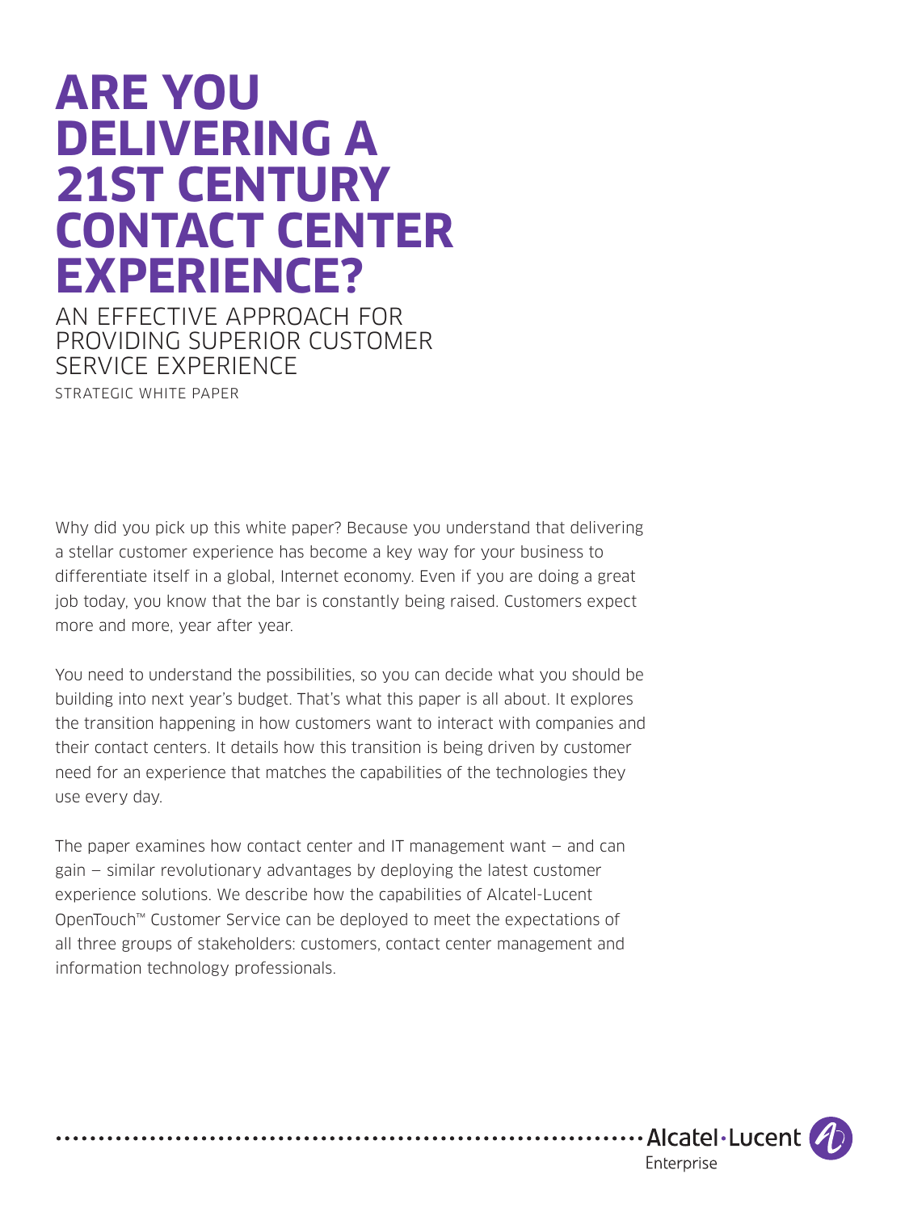# ARE YOU DELIVERING A 21ST CENTURY CONTACT CENTER EXPERIENCE?

## AN EFFECTIVE APPROACH FOR PROVIDING SUPERIOR CUSTOMER SERVICE EXPERIENCE

STRATEGIC WHITE PAPER

Why did you pick up this white paper? Because you understand that delivering a stellar customer experience has become a key way for your business to differentiate itself in a global, Internet economy. Even if you are doing a great job today, you know that the bar is constantly being raised. Customers expect more and more, year after year.

You need to understand the possibilities, so you can decide what you should be building into next year's budget. That's what this paper is all about. It explores the transition happening in how customers want to interact with companies and their contact centers. It details how this transition is being driven by customer need for an experience that matches the capabilities of the technologies they use every day.

The paper examines how contact center and IT management want — and can gain — similar revolutionary advantages by deploying the latest customer experience solutions. We describe how the capabilities of Alcatel-Lucent OpenTouch™ Customer Service can be deployed to meet the expectations of all three groups of stakeholders: customers, contact center management and information technology professionals.

Alcatel·Lucent Enterprise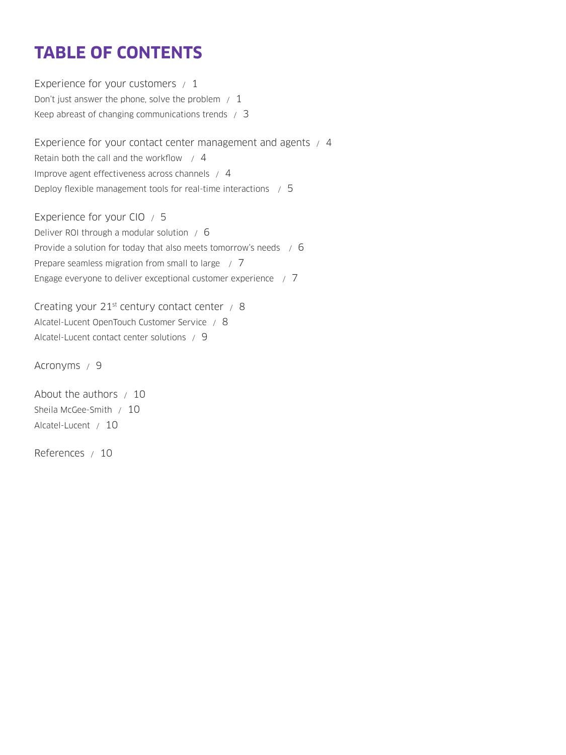# TABLE OF CONTENTS

Experience for your customers / 1

- Don't just answer the phone, solve the problem / 1
- Keep abreast of changing communications trends / 3

Experience for your contact center management and agents / 4

- Retain both the call and the workflow / 4
- Improve agent effectiveness across channels / 4
- Deploy flexible management tools for real-time interactions / 5

Experience for your CIO / 5

- Deliver ROI through a modular solution / 6
- Provide a solution for today that also meets tomorrow's needs / 6
- Prepare seamless migration from small to large / 7
- Engage everyone to deliver exceptional customer experience / 7

Creating your 21st century contact center / 8

- Alcatel-Lucent OpenTouch Customer Service / 8
- Alcatel-Lucent contact center solutions / 9

Acronyms / 9

About the authors / 10

- Sheila McGee-Smith / 10
- Alcatel-Lucent / 10

References / 10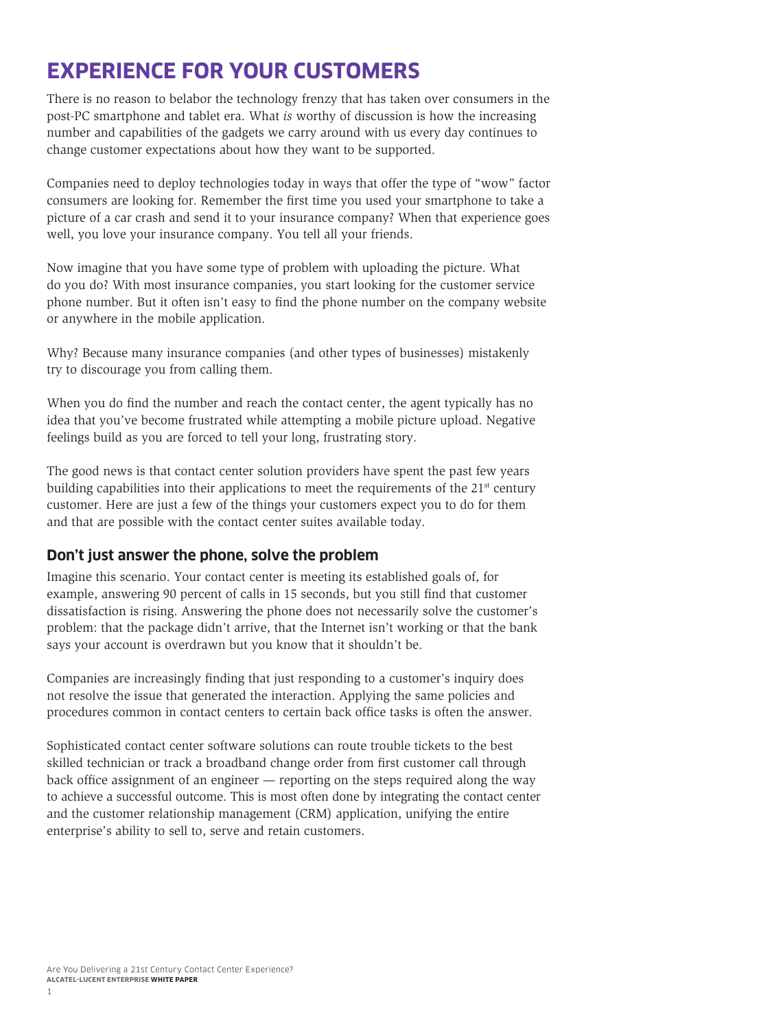# EXPERIENCE FOR YOUR CUSTOMERS

There is no reason to belabor the technology frenzy that has taken over consumers in the post-PC smartphone and tablet era. What *is* worthy of discussion is how the increasing number and capabilities of the gadgets we carry around with us every day continues to change customer expectations about how they want to be supported.

Companies need to deploy technologies today in ways that offer the type of "wow" factor consumers are looking for. Remember the first time you used your smartphone to take a picture of a car crash and send it to your insurance company? When that experience goes well, you love your insurance company. You tell all your friends.

Now imagine that you have some type of problem with uploading the picture. What do you do? With most insurance companies, you start looking for the customer service phone number. But it often isn't easy to find the phone number on the company website or anywhere in the mobile application.

Why? Because many insurance companies (and other types of businesses) mistakenly try to discourage you from calling them.

When you do find the number and reach the contact center, the agent typically has no idea that you've become frustrated while attempting a mobile picture upload. Negative feelings build as you are forced to tell your long, frustrating story.

The good news is that contact center solution providers have spent the past few years building capabilities into their applications to meet the requirements of the 21st century customer. Here are just a few of the things your customers expect you to do for them and that are possible with the contact center suites available today.

## Don't just answer the phone, solve the problem

Imagine this scenario. Your contact center is meeting its established goals of, for example, answering 90 percent of calls in 15 seconds, but you still find that customer dissatisfaction is rising. Answering the phone does not necessarily solve the customer's problem: that the package didn't arrive, that the Internet isn't working or that the bank says your account is overdrawn but you know that it shouldn't be.

Companies are increasingly finding that just responding to a customer's inquiry does not resolve the issue that generated the interaction. Applying the same policies and procedures common in contact centers to certain back office tasks is often the answer.

Sophisticated contact center software solutions can route trouble tickets to the best skilled technician or track a broadband change order from first customer call through back office assignment of an engineer — reporting on the steps required along the way to achieve a successful outcome. This is most often done by integrating the contact center and the customer relationship management (CRM) application, unifying the entire enterprise's ability to sell to, serve and retain customers.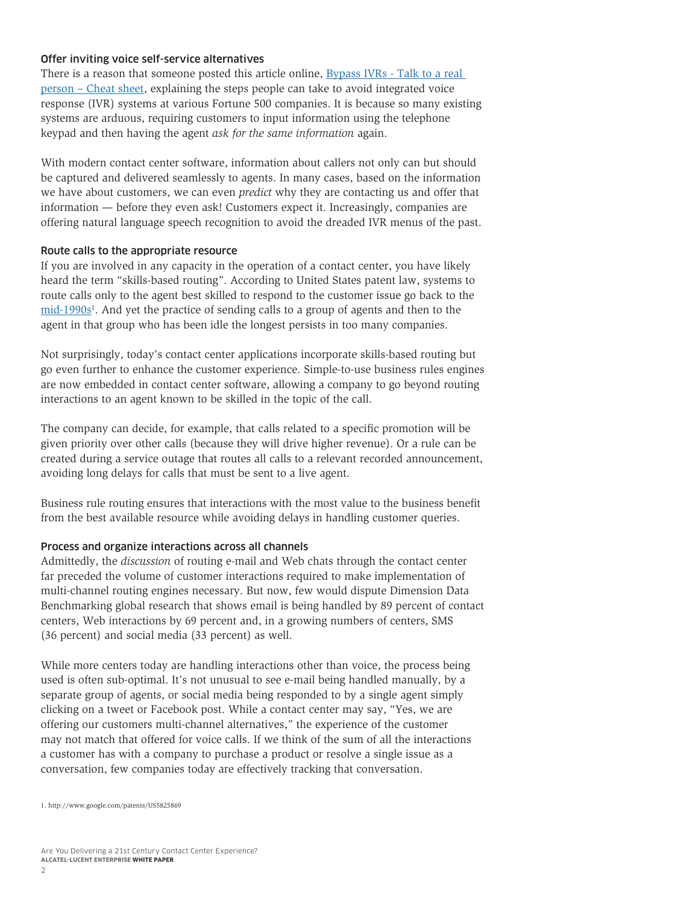### Offer inviting voice self-service alternatives

There is a reason that someone posted this article online, [Bypass IVRs - Talk to a real person – Cheat sheet], explaining the steps people can take to avoid integrated voice response (IVR) systems at various Fortune 500 companies. It is because so many existing systems are arduous, requiring customers to input information using the telephone keypad and then having the agent *ask for the same information* again.

With modern contact center software, information about callers not only can but should be captured and delivered seamlessly to agents. In many cases, based on the information we have about customers, we can even *predict* why they are contacting us and offer that information — before they even ask! Customers expect it. Increasingly, companies are offering natural language speech recognition to avoid the dreaded IVR menus of the past.

### Route calls to the appropriate resource

If you are involved in any capacity in the operation of a contact center, you have likely heard the term "skills-based routing". According to United States patent law, systems to route calls only to the agent best skilled to respond to the customer issue go back to the mid-1990s[1]. And yet the practice of sending calls to a group of agents and then to the agent in that group who has been idle the longest persists in too many companies.

Not surprisingly, today's contact center applications incorporate skills-based routing but go even further to enhance the customer experience. Simple-to-use business rules engines are now embedded in contact center software, allowing a company to go beyond routing interactions to an agent known to be skilled in the topic of the call.

The company can decide, for example, that calls related to a specific promotion will be given priority over other calls (because they will drive higher revenue). Or a rule can be created during a service outage that routes all calls to a relevant recorded announcement, avoiding long delays for calls that must be sent to a live agent.

Business rule routing ensures that interactions with the most value to the business benefit from the best available resource while avoiding delays in handling customer queries.

### Process and organize interactions across all channels

Admittedly, the *discussion* of routing e-mail and Web chats through the contact center far preceded the volume of customer interactions required to make implementation of multi-channel routing engines necessary. But now, few would dispute Dimension Data Benchmarking global research that shows email is being handled by 89 percent of contact centers, Web interactions by 69 percent and, in a growing numbers of centers, SMS (36 percent) and social media (33 percent) as well.

While more centers today are handling interactions other than voice, the process being used is often sub-optimal. It's not unusual to see e-mail being handled manually, by a separate group of agents, or social media being responded to by a single agent simply clicking on a tweet or Facebook post. While a contact center may say, "Yes, we are offering our customers multi-channel alternatives," the experience of the customer may not match that offered for voice calls. If we think of the sum of all the interactions a customer has with a company to purchase a product or resolve a single issue as a conversation, few companies today are effectively tracking that conversation.

1. http://www.google.com/patents/US5825869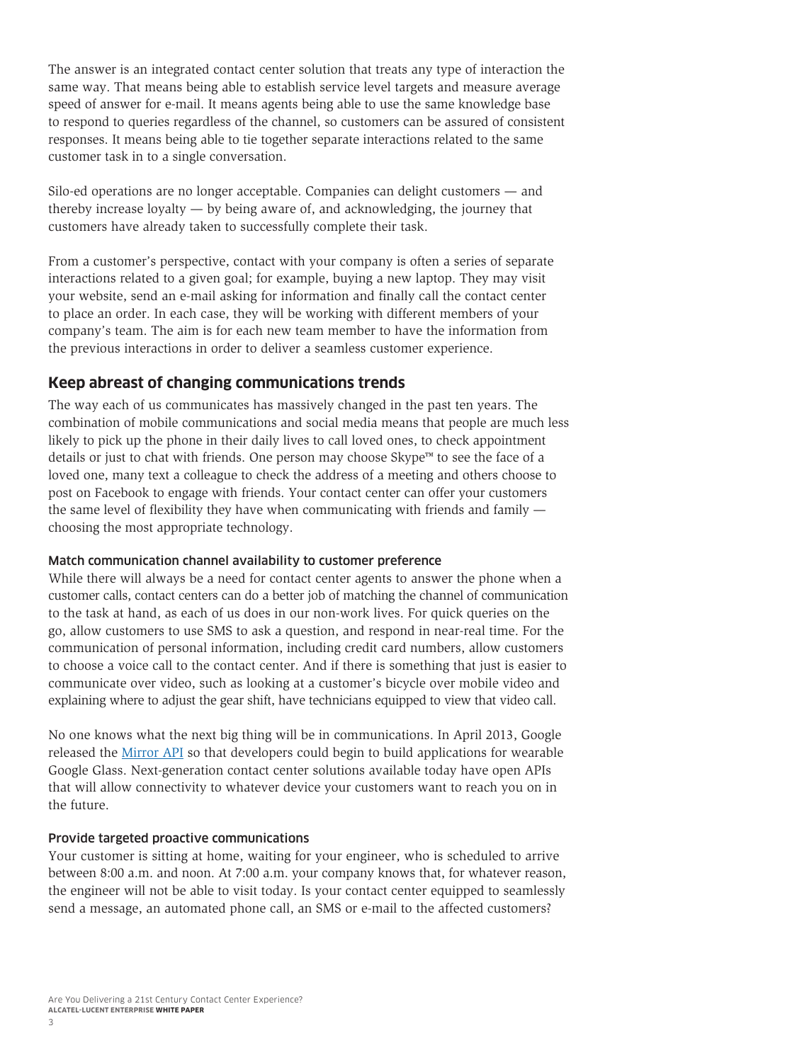The answer is an integrated contact center solution that treats any type of interaction the same way. That means being able to establish service level targets and measure average speed of answer for e-mail. It means agents being able to use the same knowledge base to respond to queries regardless of the channel, so customers can be assured of consistent responses. It means being able to tie together separate interactions related to the same customer task in to a single conversation.

Silo-ed operations are no longer acceptable. Companies can delight customers — and thereby increase loyalty — by being aware of, and acknowledging, the journey that customers have already taken to successfully complete their task.

From a customer's perspective, contact with your company is often a series of separate interactions related to a given goal; for example, buying a new laptop. They may visit your website, send an e-mail asking for information and finally call the contact center to place an order. In each case, they will be working with different members of your company's team. The aim is for each new team member to have the information from the previous interactions in order to deliver a seamless customer experience.

## Keep abreast of changing communications trends

The way each of us communicates has massively changed in the past ten years. The combination of mobile communications and social media means that people are much less likely to pick up the phone in their daily lives to call loved ones, to check appointment details or just to chat with friends. One person may choose Skype™ to see the face of a loved one, many text a colleague to check the address of a meeting and others choose to post on Facebook to engage with friends. Your contact center can offer your customers the same level of flexibility they have when communicating with friends and family — choosing the most appropriate technology.

### Match communication channel availability to customer preference

While there will always be a need for contact center agents to answer the phone when a customer calls, contact centers can do a better job of matching the channel of communication to the task at hand, as each of us does in our non-work lives. For quick queries on the go, allow customers to use SMS to ask a question, and respond in near-real time. For the communication of personal information, including credit card numbers, allow customers to choose a voice call to the contact center. And if there is something that just is easier to communicate over video, such as looking at a customer's bicycle over mobile video and explaining where to adjust the gear shift, have technicians equipped to view that video call.

No one knows what the next big thing will be in communications. In April 2013, Google released the Mirror API so that developers could begin to build applications for wearable Google Glass. Next-generation contact center solutions available today have open APIs that will allow connectivity to whatever device your customers want to reach you on in the future.

### Provide targeted proactive communications

Your customer is sitting at home, waiting for your engineer, who is scheduled to arrive between 8:00 a.m. and noon. At 7:00 a.m. your company knows that, for whatever reason, the engineer will not be able to visit today. Is your contact center equipped to seamlessly send a message, an automated phone call, an SMS or e-mail to the affected customers?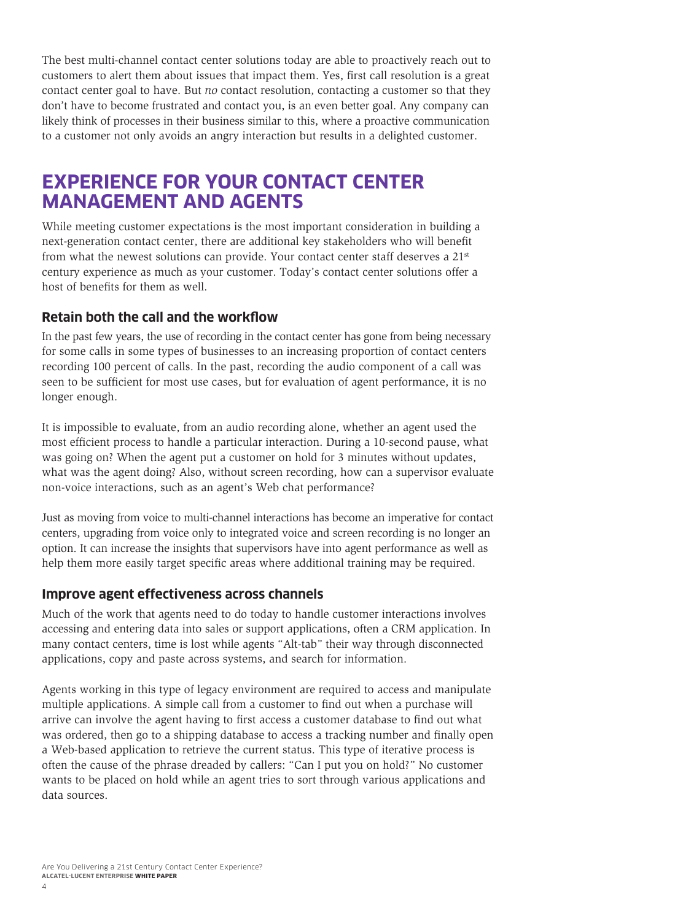The best multi-channel contact center solutions today are able to proactively reach out to customers to alert them about issues that impact them. Yes, first call resolution is a great contact center goal to have. But *no* contact resolution, contacting a customer so that they don't have to become frustrated and contact you, is an even better goal. Any company can likely think of processes in their business similar to this, where a proactive communication to a customer not only avoids an angry interaction but results in a delighted customer.

## EXPERIENCE FOR YOUR CONTACT CENTER MANAGEMENT AND AGENTS

While meeting customer expectations is the most important consideration in building a next-generation contact center, there are additional key stakeholders who will benefit from what the newest solutions can provide. Your contact center staff deserves a 21st century experience as much as your customer. Today's contact center solutions offer a host of benefits for them as well.

### Retain both the call and the workflow

In the past few years, the use of recording in the contact center has gone from being necessary for some calls in some types of businesses to an increasing proportion of contact centers recording 100 percent of calls. In the past, recording the audio component of a call was seen to be sufficient for most use cases, but for evaluation of agent performance, it is no longer enough.

It is impossible to evaluate, from an audio recording alone, whether an agent used the most efficient process to handle a particular interaction. During a 10-second pause, what was going on? When the agent put a customer on hold for 3 minutes without updates, what was the agent doing? Also, without screen recording, how can a supervisor evaluate non-voice interactions, such as an agent's Web chat performance?

Just as moving from voice to multi-channel interactions has become an imperative for contact centers, upgrading from voice only to integrated voice and screen recording is no longer an option. It can increase the insights that supervisors have into agent performance as well as help them more easily target specific areas where additional training may be required.

### Improve agent effectiveness across channels

Much of the work that agents need to do today to handle customer interactions involves accessing and entering data into sales or support applications, often a CRM application. In many contact centers, time is lost while agents "Alt-tab" their way through disconnected applications, copy and paste across systems, and search for information.

Agents working in this type of legacy environment are required to access and manipulate multiple applications. A simple call from a customer to find out when a purchase will arrive can involve the agent having to first access a customer database to find out what was ordered, then go to a shipping database to access a tracking number and finally open a Web-based application to retrieve the current status. This type of iterative process is often the cause of the phrase dreaded by callers: "Can I put you on hold?" No customer wants to be placed on hold while an agent tries to sort through various applications and data sources.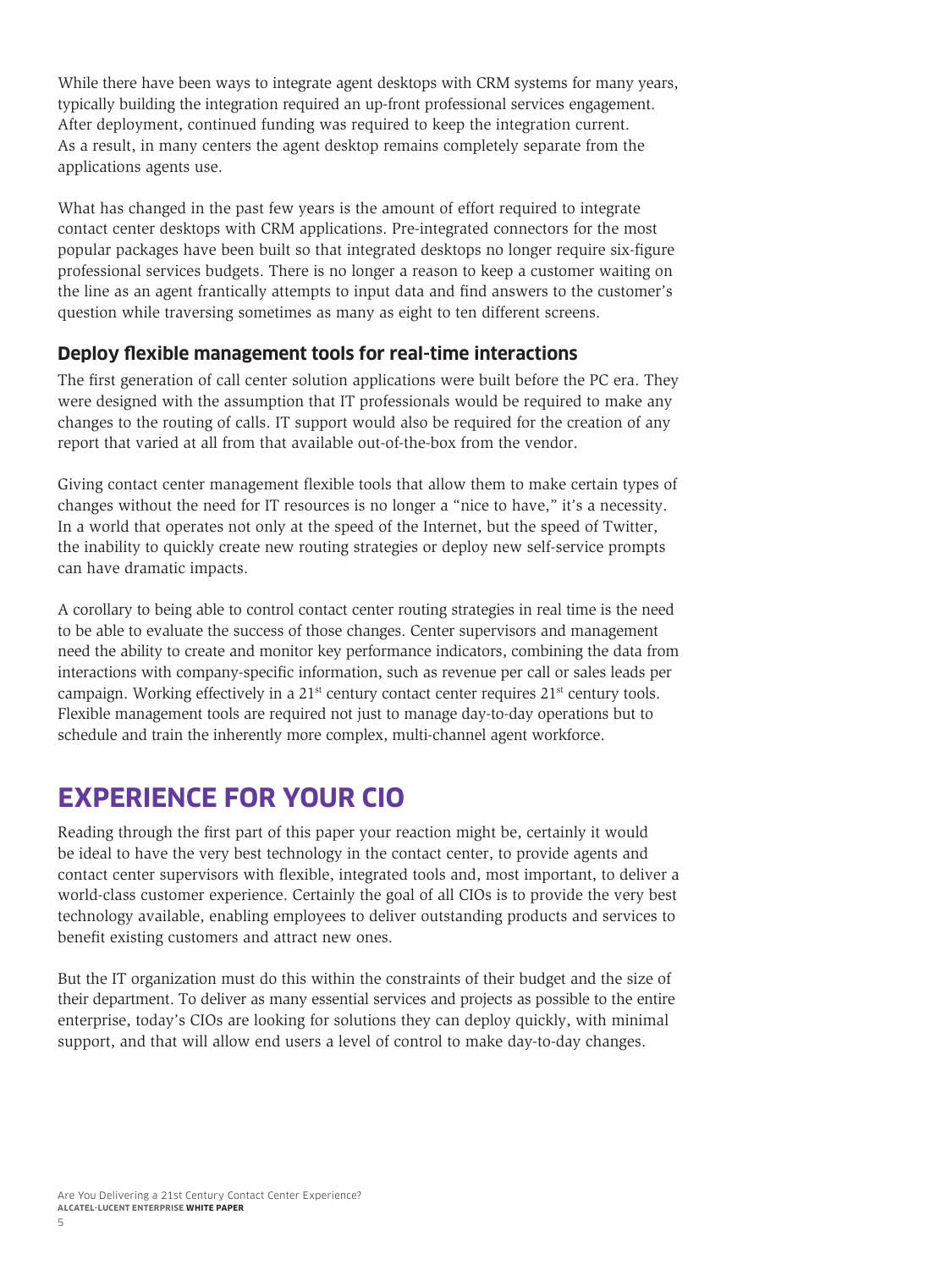While there have been ways to integrate agent desktops with CRM systems for many years, typically building the integration required an up-front professional services engagement. After deployment, continued funding was required to keep the integration current. As a result, in many centers the agent desktop remains completely separate from the applications agents use.

What has changed in the past few years is the amount of effort required to integrate contact center desktops with CRM applications. Pre-integrated connectors for the most popular packages have been built so that integrated desktops no longer require six-figure professional services budgets. There is no longer a reason to keep a customer waiting on the line as an agent frantically attempts to input data and find answers to the customer's question while traversing sometimes as many as eight to ten different screens.

### Deploy flexible management tools for real-time interactions

The first generation of call center solution applications were built before the PC era. They were designed with the assumption that IT professionals would be required to make any changes to the routing of calls. IT support would also be required for the creation of any report that varied at all from that available out-of-the-box from the vendor.

Giving contact center management flexible tools that allow them to make certain types of changes without the need for IT resources is no longer a "nice to have," it's a necessity. In a world that operates not only at the speed of the Internet, but the speed of Twitter, the inability to quickly create new routing strategies or deploy new self-service prompts can have dramatic impacts.

A corollary to being able to control contact center routing strategies in real time is the need to be able to evaluate the success of those changes. Center supervisors and management need the ability to create and monitor key performance indicators, combining the data from interactions with company-specific information, such as revenue per call or sales leads per campaign. Working effectively in a 21st century contact center requires 21st century tools. Flexible management tools are required not just to manage day-to-day operations but to schedule and train the inherently more complex, multi-channel agent workforce.

## EXPERIENCE FOR YOUR CIO

Reading through the first part of this paper your reaction might be, certainly it would be ideal to have the very best technology in the contact center, to provide agents and contact center supervisors with flexible, integrated tools and, most important, to deliver a world-class customer experience. Certainly the goal of all CIOs is to provide the very best technology available, enabling employees to deliver outstanding products and services to benefit existing customers and attract new ones.

But the IT organization must do this within the constraints of their budget and the size of their department. To deliver as many essential services and projects as possible to the entire enterprise, today's CIOs are looking for solutions they can deploy quickly, with minimal support, and that will allow end users a level of control to make day-to-day changes.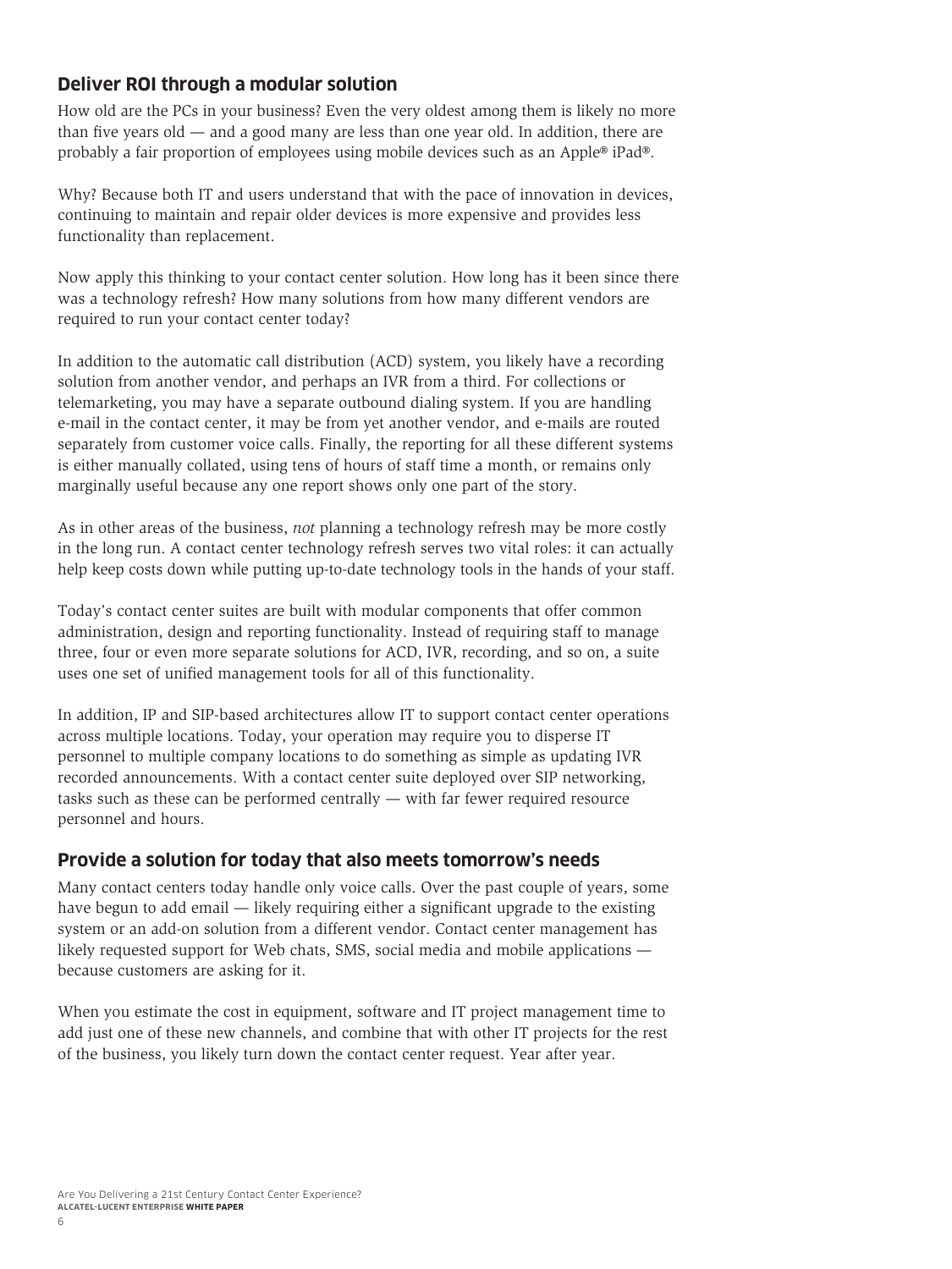## Deliver ROI through a modular solution

How old are the PCs in your business? Even the very oldest among them is likely no more than five years old — and a good many are less than one year old. In addition, there are probably a fair proportion of employees using mobile devices such as an Apple® iPad®.

Why? Because both IT and users understand that with the pace of innovation in devices, continuing to maintain and repair older devices is more expensive and provides less functionality than replacement.

Now apply this thinking to your contact center solution. How long has it been since there was a technology refresh? How many solutions from how many different vendors are required to run your contact center today?

In addition to the automatic call distribution (ACD) system, you likely have a recording solution from another vendor, and perhaps an IVR from a third. For collections or telemarketing, you may have a separate outbound dialing system. If you are handling e-mail in the contact center, it may be from yet another vendor, and e-mails are routed separately from customer voice calls. Finally, the reporting for all these different systems is either manually collated, using tens of hours of staff time a month, or remains only marginally useful because any one report shows only one part of the story.

As in other areas of the business, *not* planning a technology refresh may be more costly in the long run. A contact center technology refresh serves two vital roles: it can actually help keep costs down while putting up-to-date technology tools in the hands of your staff.

Today's contact center suites are built with modular components that offer common administration, design and reporting functionality. Instead of requiring staff to manage three, four or even more separate solutions for ACD, IVR, recording, and so on, a suite uses one set of unified management tools for all of this functionality.

In addition, IP and SIP-based architectures allow IT to support contact center operations across multiple locations. Today, your operation may require you to disperse IT personnel to multiple company locations to do something as simple as updating IVR recorded announcements. With a contact center suite deployed over SIP networking, tasks such as these can be performed centrally — with far fewer required resource personnel and hours.

## Provide a solution for today that also meets tomorrow's needs

Many contact centers today handle only voice calls. Over the past couple of years, some have begun to add email — likely requiring either a significant upgrade to the existing system or an add-on solution from a different vendor. Contact center management has likely requested support for Web chats, SMS, social media and mobile applications — because customers are asking for it.

When you estimate the cost in equipment, software and IT project management time to add just one of these new channels, and combine that with other IT projects for the rest of the business, you likely turn down the contact center request. Year after year.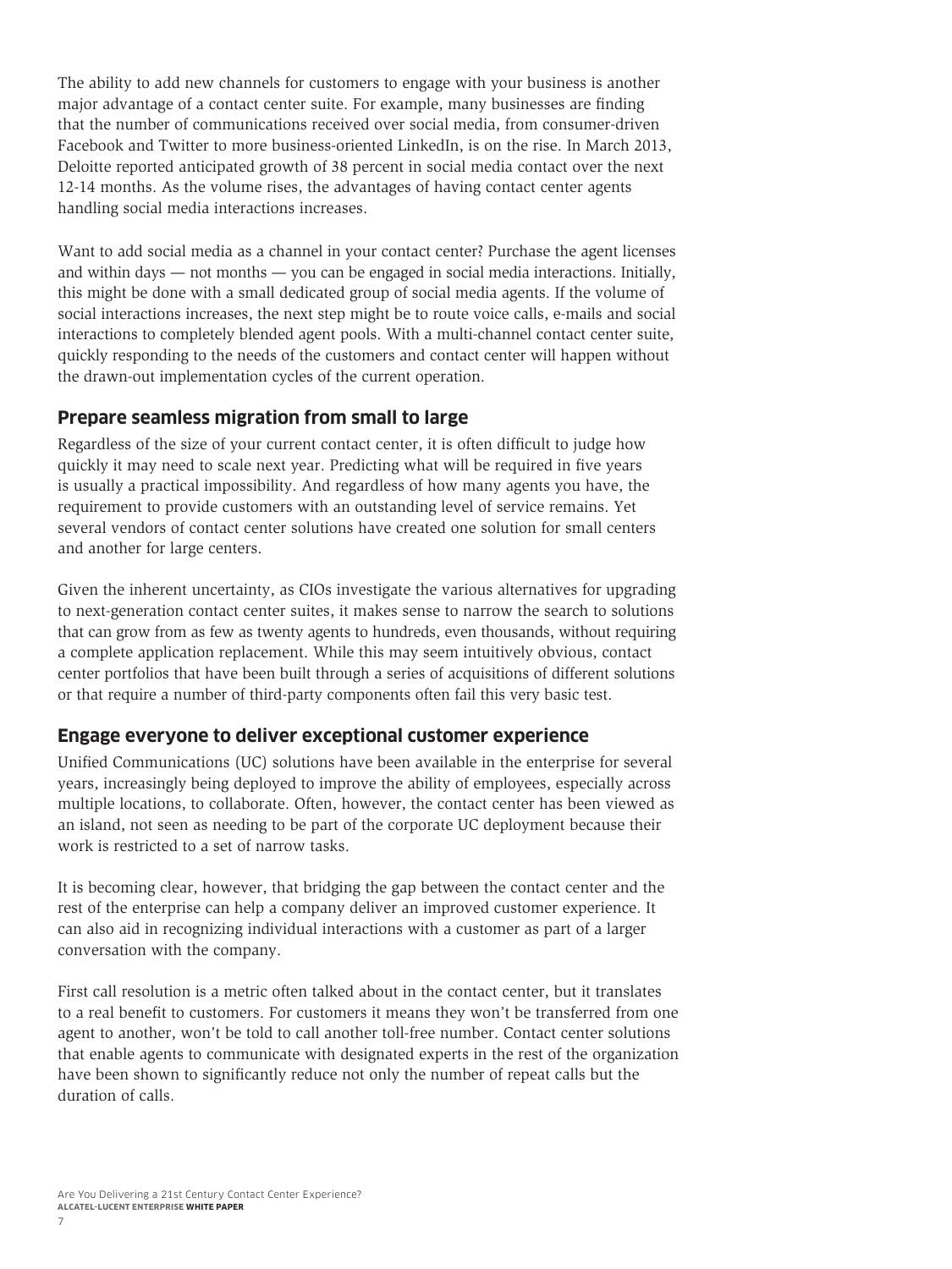The ability to add new channels for customers to engage with your business is another major advantage of a contact center suite. For example, many businesses are finding that the number of communications received over social media, from consumer-driven Facebook and Twitter to more business-oriented LinkedIn, is on the rise. In March 2013, Deloitte reported anticipated growth of 38 percent in social media contact over the next 12-14 months. As the volume rises, the advantages of having contact center agents handling social media interactions increases.

Want to add social media as a channel in your contact center? Purchase the agent licenses and within days — not months — you can be engaged in social media interactions. Initially, this might be done with a small dedicated group of social media agents. If the volume of social interactions increases, the next step might be to route voice calls, e-mails and social interactions to completely blended agent pools. With a multi-channel contact center suite, quickly responding to the needs of the customers and contact center will happen without the drawn-out implementation cycles of the current operation.

## Prepare seamless migration from small to large

Regardless of the size of your current contact center, it is often difficult to judge how quickly it may need to scale next year. Predicting what will be required in five years is usually a practical impossibility. And regardless of how many agents you have, the requirement to provide customers with an outstanding level of service remains. Yet several vendors of contact center solutions have created one solution for small centers and another for large centers.

Given the inherent uncertainty, as CIOs investigate the various alternatives for upgrading to next-generation contact center suites, it makes sense to narrow the search to solutions that can grow from as few as twenty agents to hundreds, even thousands, without requiring a complete application replacement. While this may seem intuitively obvious, contact center portfolios that have been built through a series of acquisitions of different solutions or that require a number of third-party components often fail this very basic test.

## Engage everyone to deliver exceptional customer experience

Unified Communications (UC) solutions have been available in the enterprise for several years, increasingly being deployed to improve the ability of employees, especially across multiple locations, to collaborate. Often, however, the contact center has been viewed as an island, not seen as needing to be part of the corporate UC deployment because their work is restricted to a set of narrow tasks.

It is becoming clear, however, that bridging the gap between the contact center and the rest of the enterprise can help a company deliver an improved customer experience. It can also aid in recognizing individual interactions with a customer as part of a larger conversation with the company.

First call resolution is a metric often talked about in the contact center, but it translates to a real benefit to customers. For customers it means they won't be transferred from one agent to another, won't be told to call another toll-free number. Contact center solutions that enable agents to communicate with designated experts in the rest of the organization have been shown to significantly reduce not only the number of repeat calls but the duration of calls.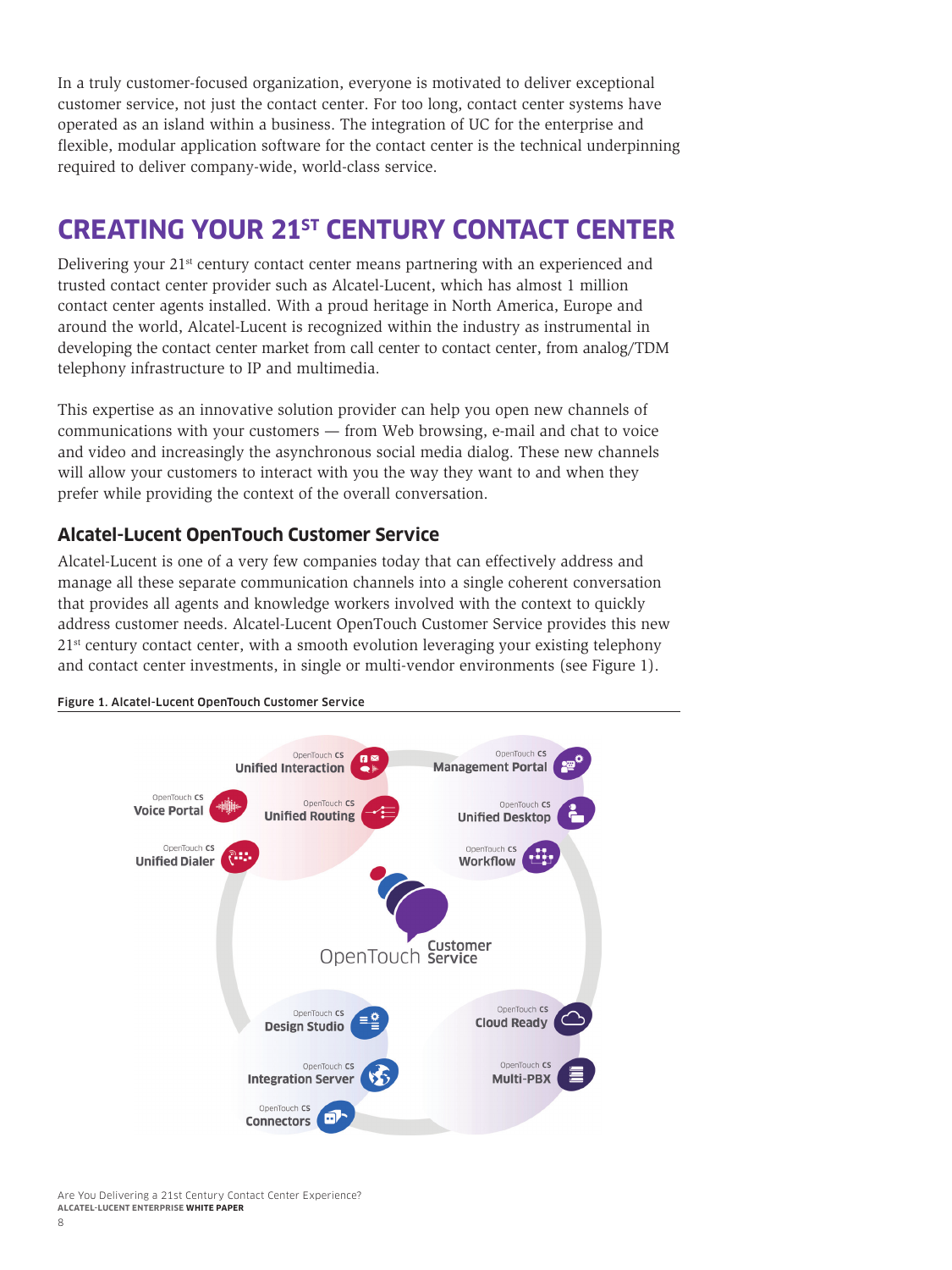In a truly customer-focused organization, everyone is motivated to deliver exceptional customer service, not just the contact center. For too long, contact center systems have operated as an island within a business. The integration of UC for the enterprise and flexible, modular application software for the contact center is the technical underpinning required to deliver company-wide, world-class service.

## CREATING YOUR 21ST CENTURY CONTACT CENTER

Delivering your 21st century contact center means partnering with an experienced and trusted contact center provider such as Alcatel-Lucent, which has almost 1 million contact center agents installed. With a proud heritage in North America, Europe and around the world, Alcatel-Lucent is recognized within the industry as instrumental in developing the contact center market from call center to contact center, from analog/TDM telephony infrastructure to IP and multimedia.

This expertise as an innovative solution provider can help you open new channels of communications with your customers — from Web browsing, e-mail and chat to voice and video and increasingly the asynchronous social media dialog. These new channels will allow your customers to interact with you the way they want to and when they prefer while providing the context of the overall conversation.

### Alcatel-Lucent OpenTouch Customer Service

Alcatel-Lucent is one of a very few companies today that can effectively address and manage all these separate communication channels into a single coherent conversation that provides all agents and knowledge workers involved with the context to quickly address customer needs. Alcatel-Lucent OpenTouch Customer Service provides this new 21st century contact center, with a smooth evolution leveraging your existing telephony and contact center investments, in single or multi-vendor environments (see Figure 1).

**Figure 1. Alcatel-Lucent OpenTouch Customer Service**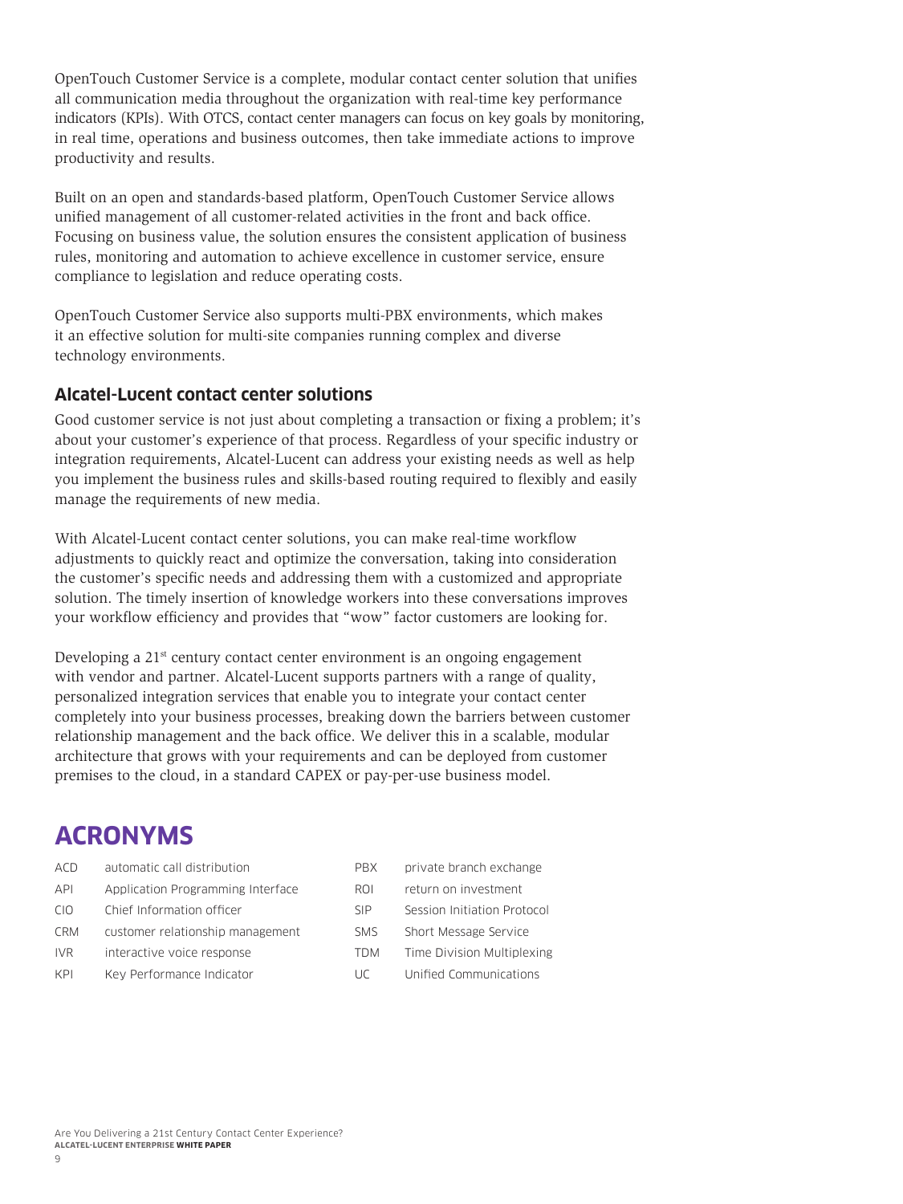OpenTouch Customer Service is a complete, modular contact center solution that unifies all communication media throughout the organization with real-time key performance indicators (KPIs). With OTCS, contact center managers can focus on key goals by monitoring, in real time, operations and business outcomes, then take immediate actions to improve productivity and results.

Built on an open and standards-based platform, OpenTouch Customer Service allows unified management of all customer-related activities in the front and back office. Focusing on business value, the solution ensures the consistent application of business rules, monitoring and automation to achieve excellence in customer service, ensure compliance to legislation and reduce operating costs.

OpenTouch Customer Service also supports multi-PBX environments, which makes it an effective solution for multi-site companies running complex and diverse technology environments.

### Alcatel-Lucent contact center solutions

Good customer service is not just about completing a transaction or fixing a problem; it's about your customer's experience of that process. Regardless of your specific industry or integration requirements, Alcatel-Lucent can address your existing needs as well as help you implement the business rules and skills-based routing required to flexibly and easily manage the requirements of new media.

With Alcatel-Lucent contact center solutions, you can make real-time workflow adjustments to quickly react and optimize the conversation, taking into consideration the customer's specific needs and addressing them with a customized and appropriate solution. The timely insertion of knowledge workers into these conversations improves your workflow efficiency and provides that "wow" factor customers are looking for.

Developing a 21st century contact center environment is an ongoing engagement with vendor and partner. Alcatel-Lucent supports partners with a range of quality, personalized integration services that enable you to integrate your contact center completely into your business processes, breaking down the barriers between customer relationship management and the back office. We deliver this in a scalable, modular architecture that grows with your requirements and can be deployed from customer premises to the cloud, in a standard CAPEX or pay-per-use business model.

## ACRONYMS

| | |
|---|---|
| ACD | automatic call distribution |
| API | Application Programming Interface |
| CIO | Chief Information officer |
| CRM | customer relationship management |
| IVR | interactive voice response |
| KPI | Key Performance Indicator |
| PBX | private branch exchange |
| ROI | return on investment |
| SIP | Session Initiation Protocol |
| SMS | Short Message Service |
| TDM | Time Division Multiplexing |
| UC | Unified Communications |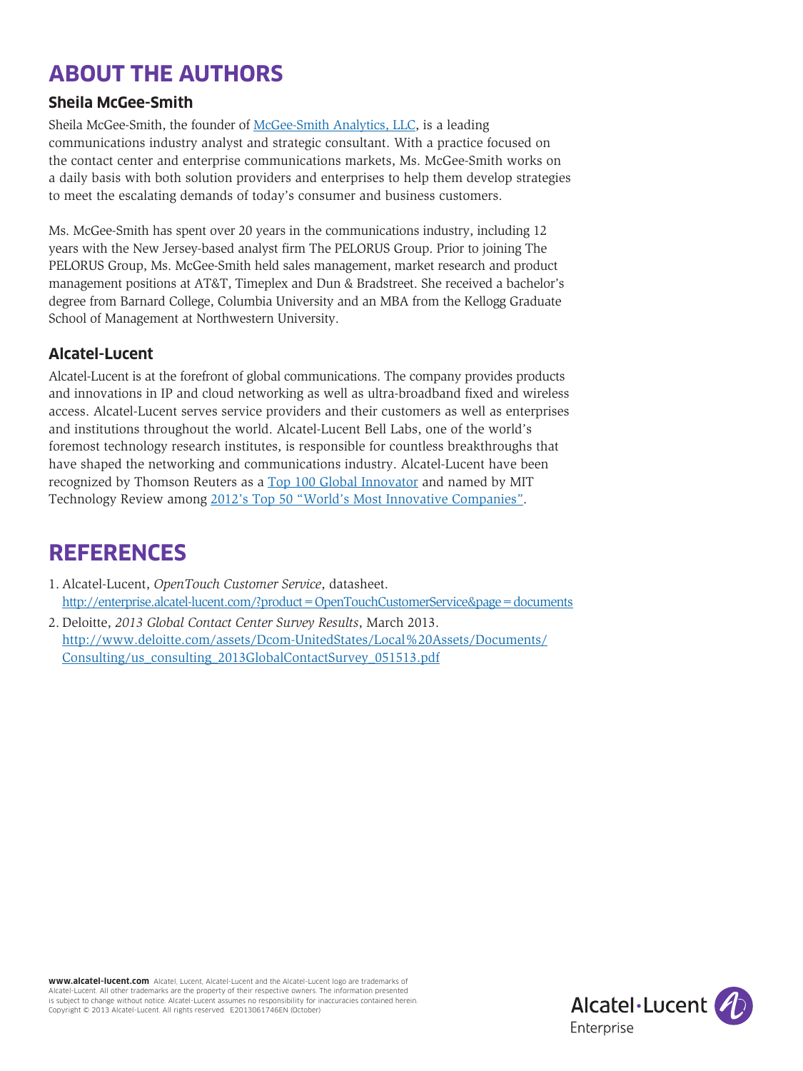# ABOUT THE AUTHORS

## Sheila McGee-Smith

Sheila McGee-Smith, the founder of McGee-Smith Analytics, LLC, is a leading communications industry analyst and strategic consultant. With a practice focused on the contact center and enterprise communications markets, Ms. McGee-Smith works on a daily basis with both solution providers and enterprises to help them develop strategies to meet the escalating demands of today's consumer and business customers.

Ms. McGee-Smith has spent over 20 years in the communications industry, including 12 years with the New Jersey-based analyst firm The PELORUS Group. Prior to joining The PELORUS Group, Ms. McGee-Smith held sales management, market research and product management positions at AT&T, Timeplex and Dun & Bradstreet. She received a bachelor's degree from Barnard College, Columbia University and an MBA from the Kellogg Graduate School of Management at Northwestern University.

## Alcatel-Lucent

Alcatel-Lucent is at the forefront of global communications. The company provides products and innovations in IP and cloud networking as well as ultra-broadband fixed and wireless access. Alcatel-Lucent serves service providers and their customers as well as enterprises and institutions throughout the world. Alcatel-Lucent Bell Labs, one of the world's foremost technology research institutes, is responsible for countless breakthroughs that have shaped the networking and communications industry. Alcatel-Lucent have been recognized by Thomson Reuters as a Top 100 Global Innovator and named by MIT Technology Review among 2012's Top 50 "World's Most Innovative Companies".

# REFERENCES

1. Alcatel-Lucent, *OpenTouch Customer Service*, datasheet. http://enterprise.alcatel-lucent.com/?product=OpenTouchCustomerService&page=documents
2. Deloitte, *2013 Global Contact Center Survey Results*, March 2013. http://www.deloitte.com/assets/Dcom-UnitedStates/Local%20Assets/Documents/Consulting/us_consulting_2013GlobalContactSurvey_051513.pdf

**www.alcatel-lucent.com** Alcatel, Lucent, Alcatel-Lucent and the Alcatel-Lucent logo are trademarks of Alcatel-Lucent. All other trademarks are the property of their respective owners. The information presented is subject to change without notice. Alcatel-Lucent assumes no responsibility for inaccuracies contained herein. Copyright © 2013 Alcatel-Lucent. All rights reserved. E2013061746EN (October)

Alcatel·Lucent
Enterprise